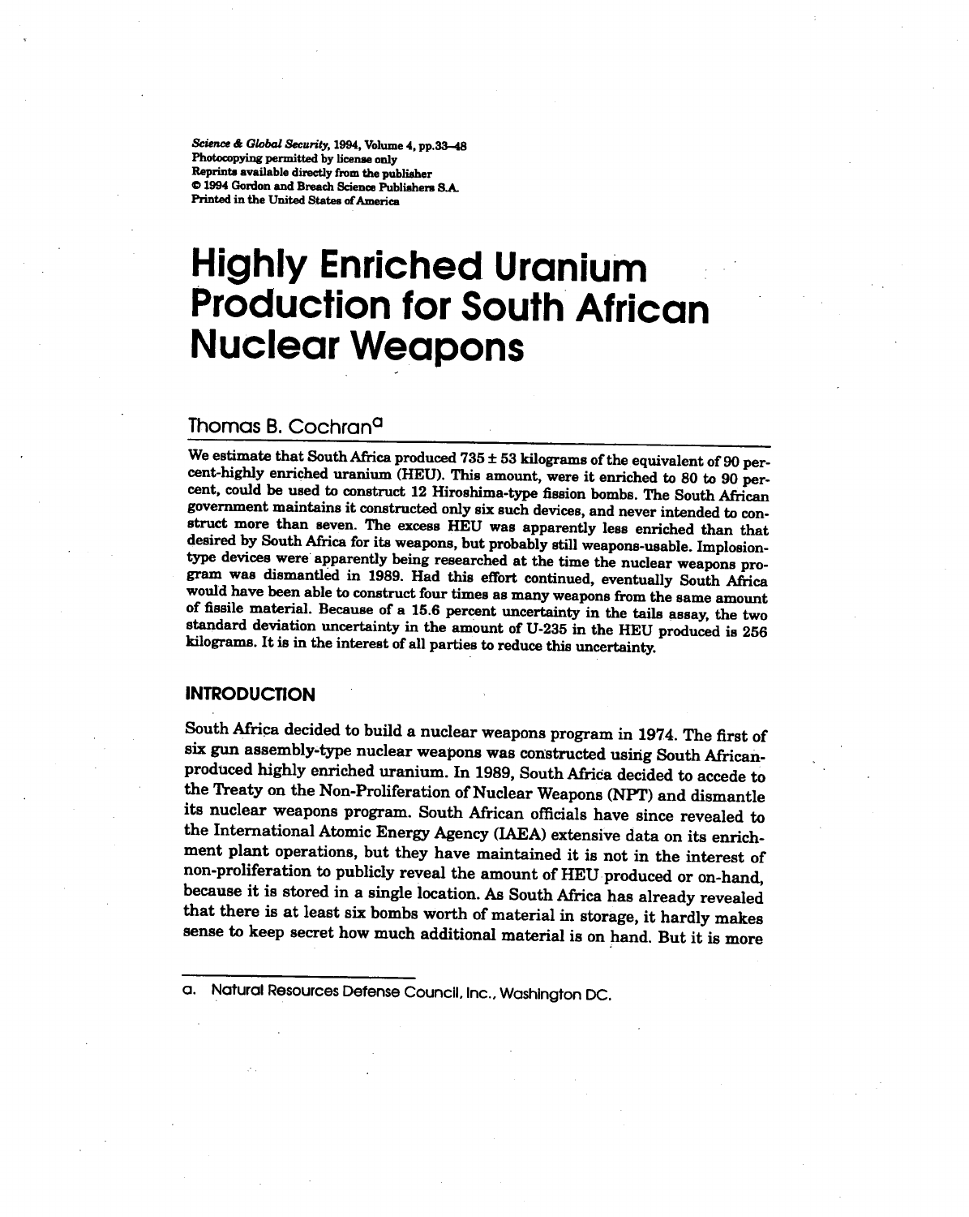Science & Global Security, 1994, Volume 4, pp.33–48
Photocopying permitted by license only
Reprints available directly from the publisher
© 1994 Gordon and Breach Science Publishers S.A.
Printed in the United States of America

# Highly Enriched Uranium Production for South African Nuclear Weapons

## Thomas B. Cochran[a]

We estimate that South Africa produced 735 ± 53 kilograms of the equivalent of 90 percent-highly enriched uranium (HEU). This amount, were it enriched to 80 to 90 percent, could be used to construct 12 Hiroshima-type fission bombs. The South African government maintains it constructed only six such devices, and never intended to construct more than seven. The excess HEU was apparently less enriched than that desired by South Africa for its weapons, but probably still weapons-usable. Implosion-type devices were apparently being researched at the time the nuclear weapons program was dismantled in 1989. Had this effort continued, eventually South Africa would have been able to construct four times as many weapons from the same amount of fissile material. Because of a 15.6 percent uncertainty in the tails assay, the two standard deviation uncertainty in the amount of U-235 in the HEU produced is 256 kilograms. It is in the interest of all parties to reduce this uncertainty.

## INTRODUCTION

South Africa decided to build a nuclear weapons program in 1974. The first of six gun assembly-type nuclear weapons was constructed using South African-produced highly enriched uranium. In 1989, South Africa decided to accede to the Treaty on the Non-Proliferation of Nuclear Weapons (NPT) and dismantle its nuclear weapons program. South African officials have since revealed to the International Atomic Energy Agency (IAEA) extensive data on its enrichment plant operations, but they have maintained it is not in the interest of non-proliferation to publicly reveal the amount of HEU produced or on-hand, because it is stored in a single location. As South Africa has already revealed that there is at least six bombs worth of material in storage, it hardly makes sense to keep secret how much additional material is on hand. But it is more

a. Natural Resources Defense Council, Inc., Washington DC.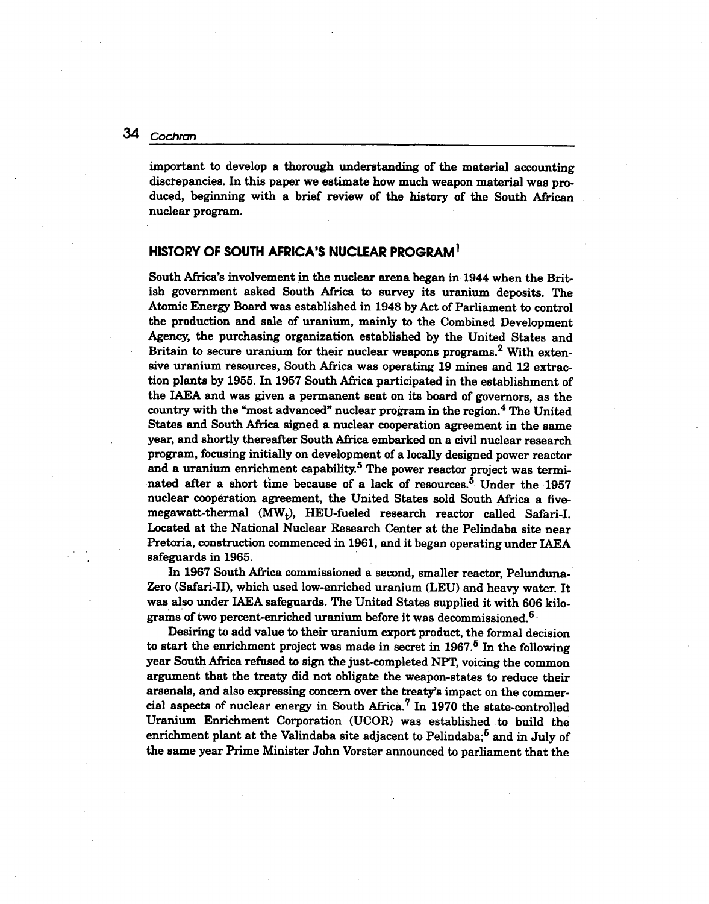important to develop a thorough understanding of the material accounting discrepancies. In this paper we estimate how much weapon material was produced, beginning with a brief review of the history of the South African nuclear program.

## HISTORY OF SOUTH AFRICA'S NUCLEAR PROGRAM[1]

South Africa's involvement in the nuclear arena began in 1944 when the British government asked South Africa to survey its uranium deposits. The Atomic Energy Board was established in 1948 by Act of Parliament to control the production and sale of uranium, mainly to the Combined Development Agency, the purchasing organization established by the United States and Britain to secure uranium for their nuclear weapons programs.[2] With extensive uranium resources, South Africa was operating 19 mines and 12 extraction plants by 1955. In 1957 South Africa participated in the establishment of the IAEA and was given a permanent seat on its board of governors, as the country with the "most advanced" nuclear program in the region.[4] The United States and South Africa signed a nuclear cooperation agreement in the same year, and shortly thereafter South Africa embarked on a civil nuclear research program, focusing initially on development of a locally designed power reactor and a uranium enrichment capability.[5] The power reactor project was terminated after a short time because of a lack of resources.[5] Under the 1957 nuclear cooperation agreement, the United States sold South Africa a five-megawatt-thermal ($MW_t$), HEU-fueled research reactor called Safari-I. Located at the National Nuclear Research Center at the Pelindaba site near Pretoria, construction commenced in 1961, and it began operating under IAEA safeguards in 1965.

In 1967 South Africa commissioned a second, smaller reactor, Pelunduna-Zero (Safari-II), which used low-enriched uranium (LEU) and heavy water. It was also under IAEA safeguards. The United States supplied it with 606 kilograms of two percent-enriched uranium before it was decommissioned.[6]

Desiring to add value to their uranium export product, the formal decision to start the enrichment project was made in secret in 1967.[5] In the following year South Africa refused to sign the just-completed NPT, voicing the common argument that the treaty did not obligate the weapon-states to reduce their arsenals, and also expressing concern over the treaty's impact on the commercial aspects of nuclear energy in South Africa.[7] In 1970 the state-controlled Uranium Enrichment Corporation (UCOR) was established to build the enrichment plant at the Valindaba site adjacent to Pelindaba;[5] and in July of the same year Prime Minister John Vorster announced to parliament that the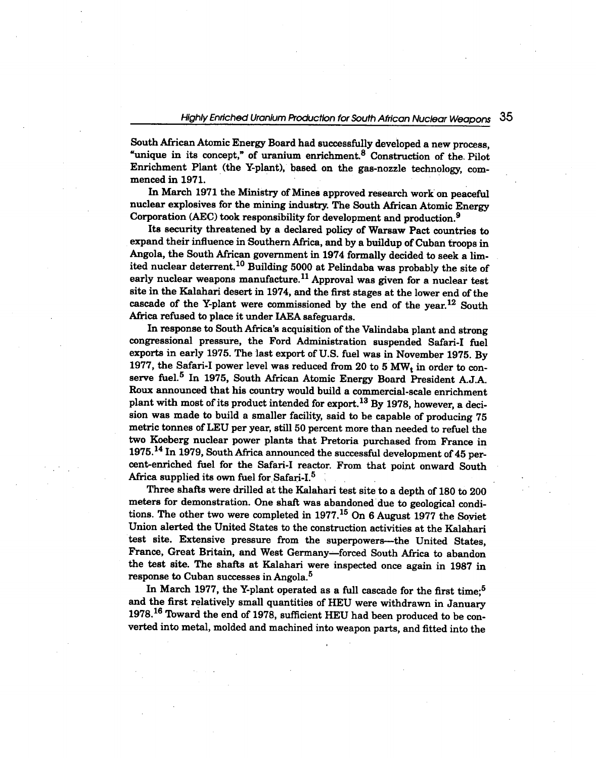South African Atomic Energy Board had successfully developed a new process, "unique in its concept," of uranium enrichment.[8] Construction of the Pilot Enrichment Plant (the Y-plant), based on the gas-nozzle technology, commenced in 1971.

In March 1971 the Ministry of Mines approved research work on peaceful nuclear explosives for the mining industry. The South African Atomic Energy Corporation (AEC) took responsibility for development and production.[9]

Its security threatened by a declared policy of Warsaw Pact countries to expand their influence in Southern Africa, and by a buildup of Cuban troops in Angola, the South African government in 1974 formally decided to seek a limited nuclear deterrent.[10] Building 5000 at Pelindaba was probably the site of early nuclear weapons manufacture.[11] Approval was given for a nuclear test site in the Kalahari desert in 1974, and the first stages at the lower end of the cascade of the Y-plant were commissioned by the end of the year.[12] South Africa refused to place it under IAEA safeguards.

In response to South Africa's acquisition of the Valindaba plant and strong congressional pressure, the Ford Administration suspended Safari-I fuel exports in early 1975. The last export of U.S. fuel was in November 1975. By 1977, the Safari-I power level was reduced from 20 to 5 $MW_t$ in order to conserve fuel.[5] In 1975, South African Atomic Energy Board President A.J.A. Roux announced that his country would build a commercial-scale enrichment plant with most of its product intended for export.[13] By 1978, however, a decision was made to build a smaller facility, said to be capable of producing 75 metric tonnes of LEU per year, still 50 percent more than needed to refuel the two Koeberg nuclear power plants that Pretoria purchased from France in 1975.[14] In 1979, South Africa announced the successful development of 45 percent-enriched fuel for the Safari-I reactor. From that point onward South Africa supplied its own fuel for Safari-I.[5]

Three shafts were drilled at the Kalahari test site to a depth of 180 to 200 meters for demonstration. One shaft was abandoned due to geological conditions. The other two were completed in 1977.[15] On 6 August 1977 the Soviet Union alerted the United States to the construction activities at the Kalahari test site. Extensive pressure from the superpowers—the United States, France, Great Britain, and West Germany—forced South Africa to abandon the test site. The shafts at Kalahari were inspected once again in 1987 in response to Cuban successes in Angola.[5]

In March 1977, the Y-plant operated as a full cascade for the first time;[5] and the first relatively small quantities of HEU were withdrawn in January 1978.[16] Toward the end of 1978, sufficient HEU had been produced to be converted into metal, molded and machined into weapon parts, and fitted into the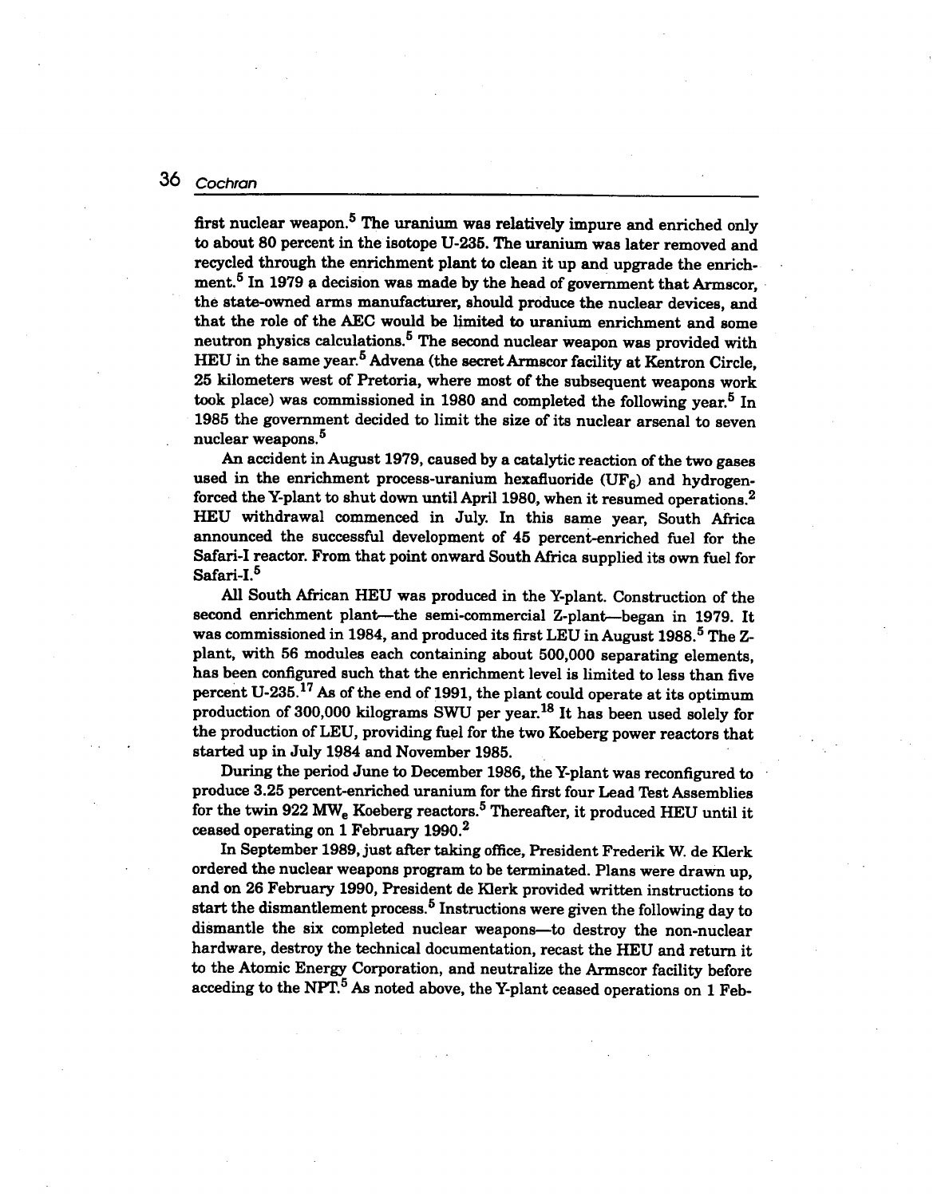first nuclear weapon.[5] The uranium was relatively impure and enriched only to about 80 percent in the isotope U-235. The uranium was later removed and recycled through the enrichment plant to clean it up and upgrade the enrichment.[5] In 1979 a decision was made by the head of government that Armscor, the state-owned arms manufacturer, should produce the nuclear devices, and that the role of the AEC would be limited to uranium enrichment and some neutron physics calculations.[5] The second nuclear weapon was provided with HEU in the same year.[5] Advena (the secret Armscor facility at Kentron Circle, 25 kilometers west of Pretoria, where most of the subsequent weapons work took place) was commissioned in 1980 and completed the following year.[5] In 1985 the government decided to limit the size of its nuclear arsenal to seven nuclear weapons.[5]

An accident in August 1979, caused by a catalytic reaction of the two gases used in the enrichment process-uranium hexafluoride ($UF_6$) and hydrogen-forced the Y-plant to shut down until April 1980, when it resumed operations.[2] HEU withdrawal commenced in July. In this same year, South Africa announced the successful development of 45 percent-enriched fuel for the Safari-I reactor. From that point onward South Africa supplied its own fuel for Safari-I.[5]

All South African HEU was produced in the Y-plant. Construction of the second enrichment plant—the semi-commercial Z-plant—began in 1979. It was commissioned in 1984, and produced its first LEU in August 1988.[5] The Z-plant, with 56 modules each containing about 500,000 separating elements, has been configured such that the enrichment level is limited to less than five percent U-235.[17] As of the end of 1991, the plant could operate at its optimum production of 300,000 kilograms SWU per year.[18] It has been used solely for the production of LEU, providing fuel for the two Koeberg power reactors that started up in July 1984 and November 1985.

During the period June to December 1986, the Y-plant was reconfigured to produce 3.25 percent-enriched uranium for the first four Lead Test Assemblies for the twin 922 $MW_e$ Koeberg reactors.[5] Thereafter, it produced HEU until it ceased operating on 1 February 1990.[2]

In September 1989, just after taking office, President Frederik W. de Klerk ordered the nuclear weapons program to be terminated. Plans were drawn up, and on 26 February 1990, President de Klerk provided written instructions to start the dismantlement process.[5] Instructions were given the following day to dismantle the six completed nuclear weapons—to destroy the non-nuclear hardware, destroy the technical documentation, recast the HEU and return it to the Atomic Energy Corporation, and neutralize the Armscor facility before acceding to the NPT.[5] As noted above, the Y-plant ceased operations on 1 Feb-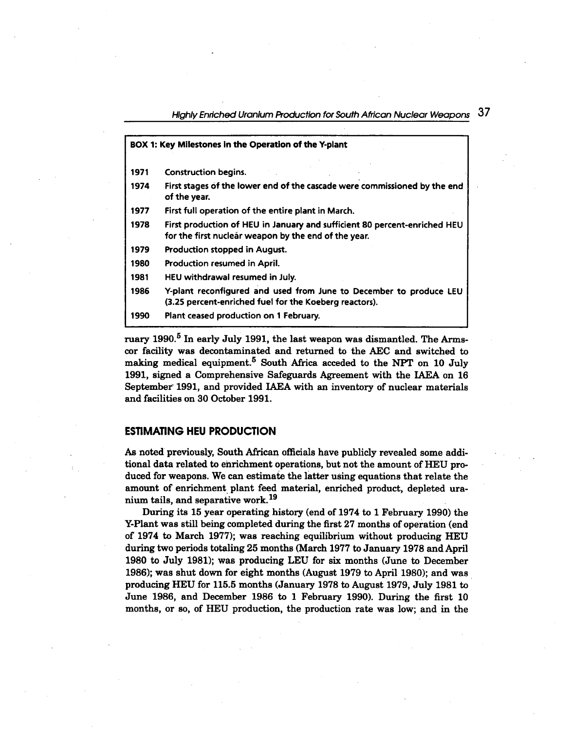**BOX 1: Key Milestones in the Operation of the Y-plant**

| | |
|---|---|
| 1971 | Construction begins. |
| 1974 | First stages of the lower end of the cascade were commissioned by the end of the year. |
| 1977 | First full operation of the entire plant in March. |
| 1978 | First production of HEU in January and sufficient 80 percent-enriched HEU for the first nuclear weapon by the end of the year. |
| 1979 | Production stopped in August. |
| 1980 | Production resumed in April. |
| 1981 | HEU withdrawal resumed in July. |
| 1986 | Y-plant reconfigured and used from June to December to produce LEU (3.25 percent-enriched fuel for the Koeberg reactors). |
| 1990 | Plant ceased production on 1 February. |

ruary 1990.[5] In early July 1991, the last weapon was dismantled. The Armscor facility was decontaminated and returned to the AEC and switched to making medical equipment.[5] South Africa acceded to the NPT on 10 July 1991, signed a Comprehensive Safeguards Agreement with the IAEA on 16 September 1991, and provided IAEA with an inventory of nuclear materials and facilities on 30 October 1991.

## ESTIMATING HEU PRODUCTION

As noted previously, South African officials have publicly revealed some additional data related to enrichment operations, but not the amount of HEU produced for weapons. We can estimate the latter using equations that relate the amount of enrichment plant feed material, enriched product, depleted uranium tails, and separative work.[19]

During its 15 year operating history (end of 1974 to 1 February 1990) the Y-Plant was still being completed during the first 27 months of operation (end of 1974 to March 1977); was reaching equilibrium without producing HEU during two periods totaling 25 months (March 1977 to January 1978 and April 1980 to July 1981); was producing LEU for six months (June to December 1986); was shut down for eight months (August 1979 to April 1980); and was producing HEU for 115.5 months (January 1978 to August 1979, July 1981 to June 1986, and December 1986 to 1 February 1990). During the first 10 months, or so, of HEU production, the production rate was low; and in the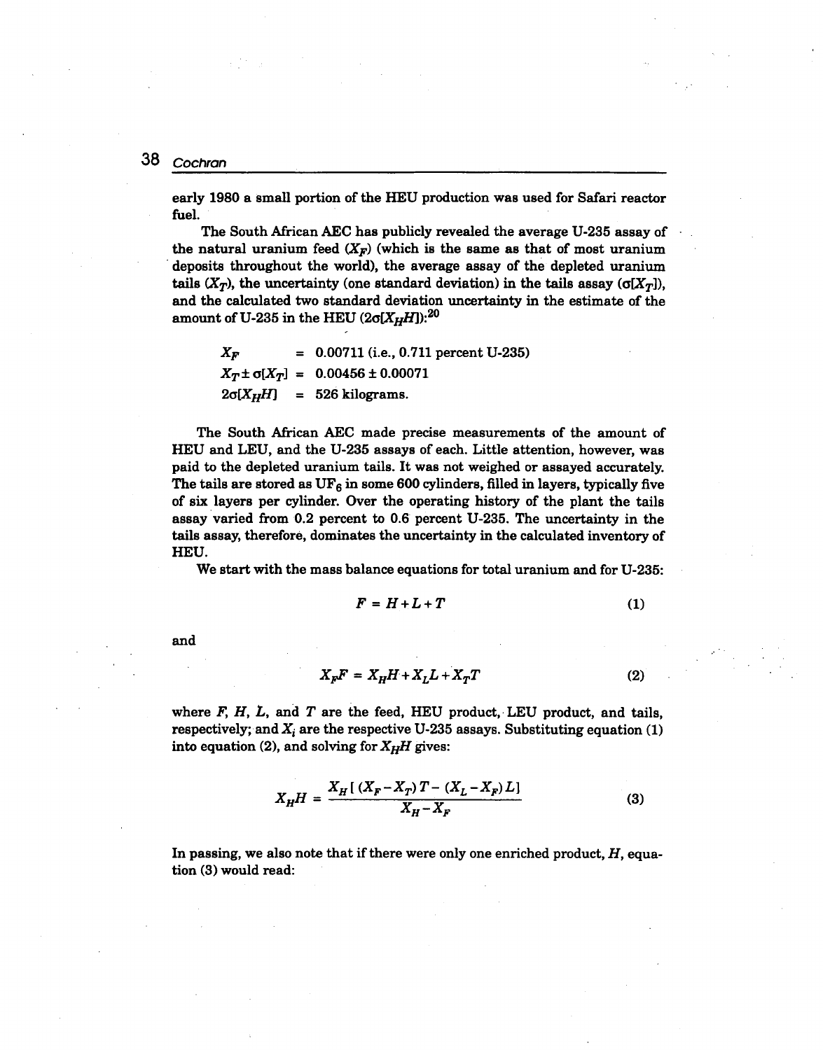early 1980 a small portion of the HEU production was used for Safari reactor fuel.

The South African AEC has publicly revealed the average U-235 assay of the natural uranium feed ($X_F$) (which is the same as that of most uranium deposits throughout the world), the average assay of the depleted uranium tails ($X_T$), the uncertainty (one standard deviation) in the tails assay ($\sigma[X_T]$), and the calculated two standard deviation uncertainty in the estimate of the amount of U-235 in the HEU ($2\sigma[X_H H]$):[20]

$$X_F = 0.00711 \text{ (i.e., 0.711 percent U-235)}$$

$$X_T \pm \sigma[X_T] = 0.00456 \pm 0.00071$$

$$2\sigma[X_H H] = 526 \text{ kilograms.}$$

The South African AEC made precise measurements of the amount of HEU and LEU, and the U-235 assays of each. Little attention, however, was paid to the depleted uranium tails. It was not weighed or assayed accurately. The tails are stored as $UF_6$ in some 600 cylinders, filled in layers, typically five of six layers per cylinder. Over the operating history of the plant the tails assay varied from 0.2 percent to 0.6 percent U-235. The uncertainty in the tails assay, therefore, dominates the uncertainty in the calculated inventory of HEU.

We start with the mass balance equations for total uranium and for U-235:

$$F = H + L + T \tag{1}$$

and

$$X_F F = X_H H + X_L L + X_T T \tag{2}$$

where $F$, $H$, $L$, and $T$ are the feed, HEU product, LEU product, and tails, respectively; and $X_i$ are the respective U-235 assays. Substituting equation (1) into equation (2), and solving for $X_H H$ gives:

$$X_H H = \frac{X_H [\,(X_F - X_T)\,T - (X_L - X_F)\,L\,]}{X_H - X_F} \tag{3}$$

In passing, we also note that if there were only one enriched product, $H$, equation (3) would read: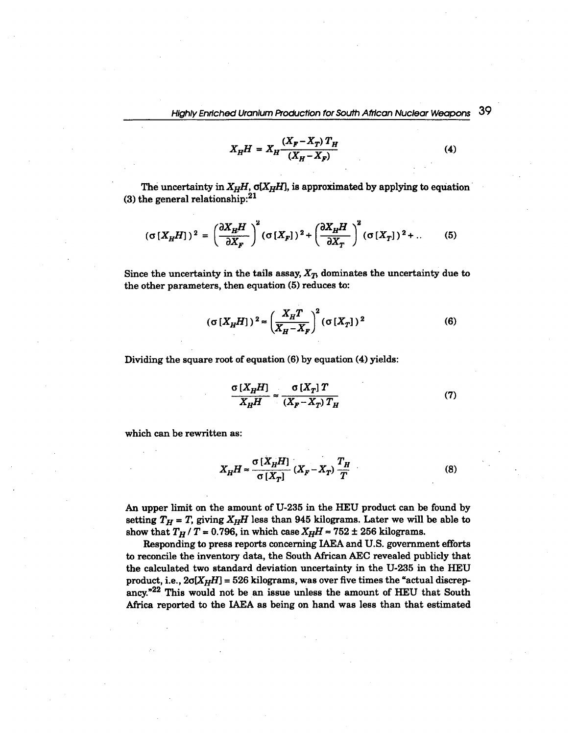$$X_H H = X_H \frac{(X_F - X_T)\, T_H}{(X_H - X_F)} \tag{4}$$

The uncertainty in $X_H H$, $\sigma[X_H H]$, is approximated by applying to equation (3) the general relationship:[21]

$$(\sigma[X_H H])^2 = \left(\frac{\partial X_H H}{\partial X_F}\right)^2 (\sigma[X_F])^2 + \left(\frac{\partial X_H H}{\partial X_T}\right)^2 (\sigma[X_T])^2 + \ldots \tag{5}$$

Since the uncertainty in the tails assay, $X_T$, dominates the uncertainty due to the other parameters, then equation (5) reduces to:

$$(\sigma[X_H H])^2 \approx \left(\frac{X_H T}{X_H - X_F}\right)^2 (\sigma[X_T])^2 \tag{6}$$

Dividing the square root of equation (6) by equation (4) yields:

$$\frac{\sigma[X_H H]}{X_H H} \approx \frac{\sigma[X_T]\, T}{(X_F - X_T)\, T_H} \tag{7}$$

which can be rewritten as:

$$X_H H \approx \frac{\sigma[X_H H]}{\sigma[X_T]} (X_F - X_T) \frac{T_H}{T} \tag{8}$$

An upper limit on the amount of U-235 in the HEU product can be found by setting $T_H = T$, giving $X_H H$ less than 945 kilograms. Later we will be able to show that $T_H / T = 0.796$, in which case $X_H H \approx 752 \pm 256$ kilograms.

Responding to press reports concerning IAEA and U.S. government efforts to reconcile the inventory data, the South African AEC revealed publicly that the calculated two standard deviation uncertainty in the U-235 in the HEU product, i.e., $2\sigma[X_H H] = 526$ kilograms, was over five times the "actual discrepancy."[22] This would not be an issue unless the amount of HEU that South Africa reported to the IAEA as being on hand was less than that estimated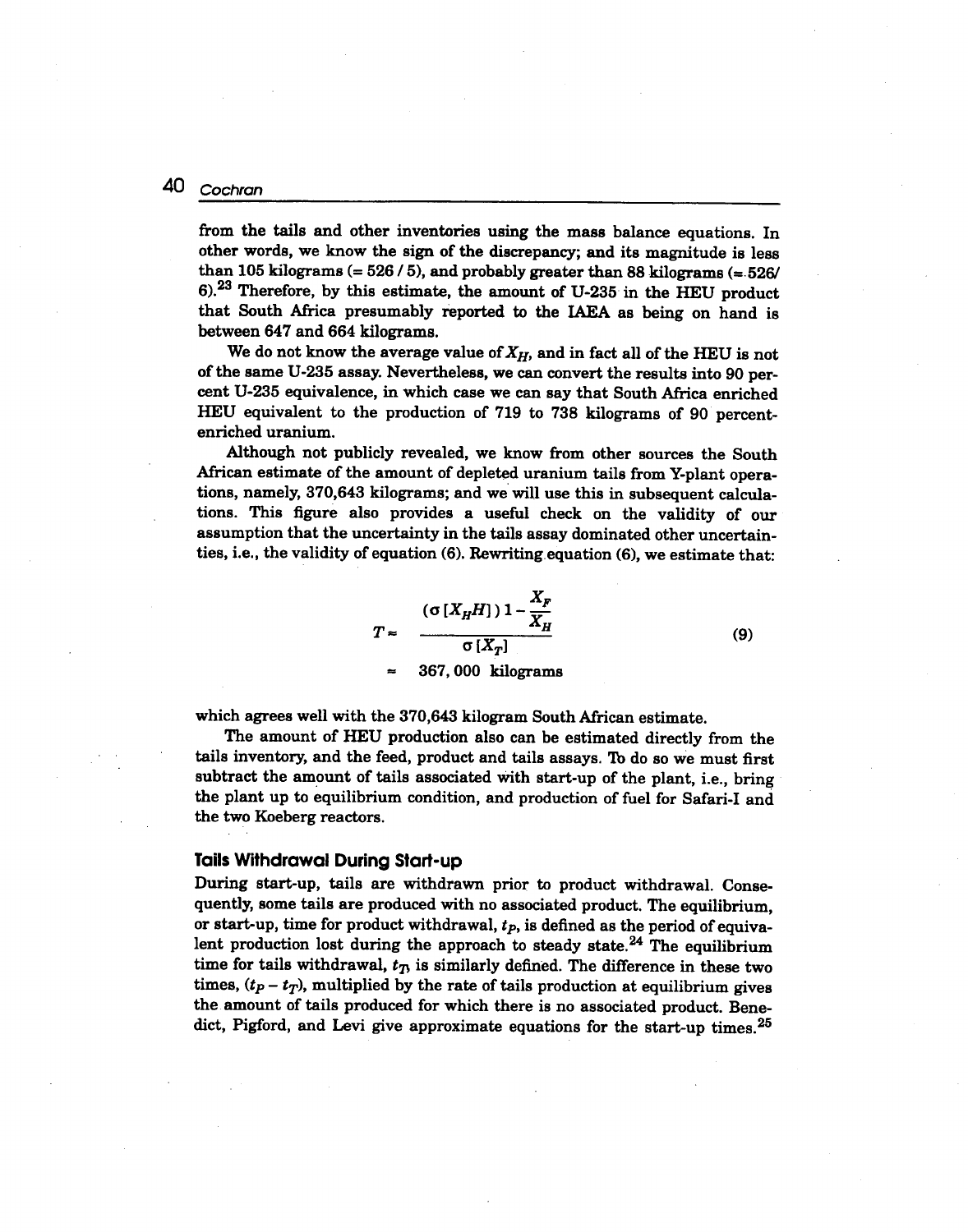from the tails and other inventories using the mass balance equations. In other words, we know the sign of the discrepancy; and its magnitude is less than 105 kilograms (= 526 / 5), and probably greater than 88 kilograms (= 526/6).[23] Therefore, by this estimate, the amount of U-235 in the HEU product that South Africa presumably reported to the IAEA as being on hand is between 647 and 664 kilograms.

We do not know the average value of $X_H$, and in fact all of the HEU is not of the same U-235 assay. Nevertheless, we can convert the results into 90 percent U-235 equivalence, in which case we can say that South Africa enriched HEU equivalent to the production of 719 to 738 kilograms of 90 percent-enriched uranium.

Although not publicly revealed, we know from other sources the South African estimate of the amount of depleted uranium tails from Y-plant operations, namely, 370,643 kilograms; and we will use this in subsequent calculations. This figure also provides a useful check on the validity of our assumption that the uncertainty in the tails assay dominated other uncertainties, i.e., the validity of equation (6). Rewriting equation (6), we estimate that:

$$T \approx \frac{(\sigma[X_H H])\, 1 - \dfrac{X_F}{X_H}}{\sigma[X_T]} \tag{9}$$

$$\approx 367,000 \text{ kilograms}$$

which agrees well with the 370,643 kilogram South African estimate.

The amount of HEU production also can be estimated directly from the tails inventory, and the feed, product and tails assays. To do so we must first subtract the amount of tails associated with start-up of the plant, i.e., bring the plant up to equilibrium condition, and production of fuel for Safari-I and the two Koeberg reactors.

## Tails Withdrawal During Start-up

During start-up, tails are withdrawn prior to product withdrawal. Consequently, some tails are produced with no associated product. The equilibrium, or start-up, time for product withdrawal, $t_P$, is defined as the period of equivalent production lost during the approach to steady state.[24] The equilibrium time for tails withdrawal, $t_T$, is similarly defined. The difference in these two times, $(t_P - t_T)$, multiplied by the rate of tails production at equilibrium gives the amount of tails produced for which there is no associated product. Benedict, Pigford, and Levi give approximate equations for the start-up times.[25]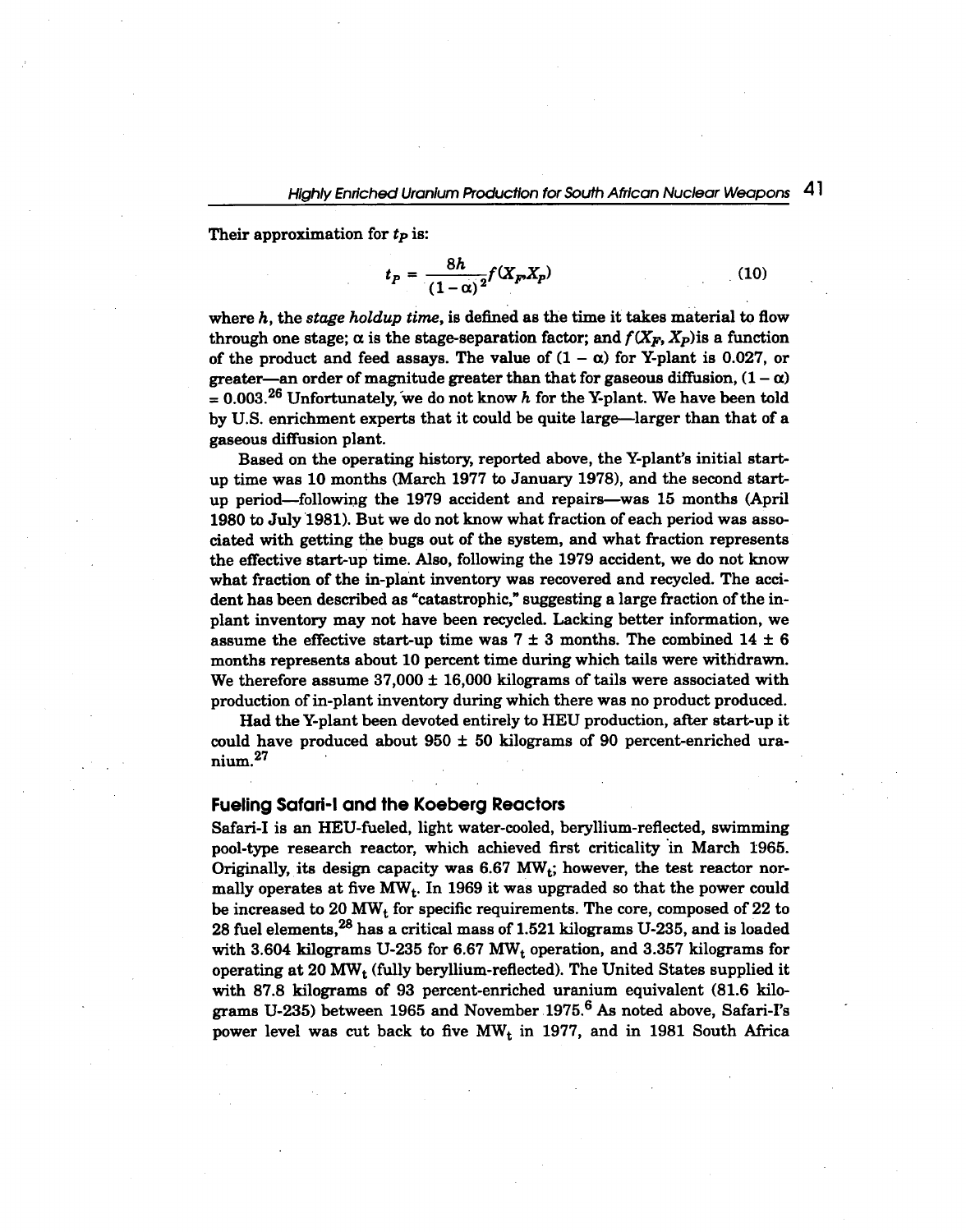Their approximation for $t_P$ is:

$$t_P = \frac{8h}{(1-\alpha)^2} f(X_F, X_P) \tag{10}$$

where $h$, the *stage holdup time*, is defined as the time it takes material to flow through one stage; $\alpha$ is the stage-separation factor; and $f(X_F, X_P)$ is a function of the product and feed assays. The value of $(1 - \alpha)$ for Y-plant is 0.027, or greater—an order of magnitude greater than that for gaseous diffusion, $(1 - \alpha) = 0.003$.[26] Unfortunately, we do not know $h$ for the Y-plant. We have been told by U.S. enrichment experts that it could be quite large—larger than that of a gaseous diffusion plant.

Based on the operating history, reported above, the Y-plant's initial start-up time was 10 months (March 1977 to January 1978), and the second start-up period—following the 1979 accident and repairs—was 15 months (April 1980 to July 1981). But we do not know what fraction of each period was associated with getting the bugs out of the system, and what fraction represents the effective start-up time. Also, following the 1979 accident, we do not know what fraction of the in-plant inventory was recovered and recycled. The accident has been described as "catastrophic," suggesting a large fraction of the in-plant inventory may not have been recycled. Lacking better information, we assume the effective start-up time was 7 ± 3 months. The combined 14 ± 6 months represents about 10 percent time during which tails were withdrawn. We therefore assume 37,000 ± 16,000 kilograms of tails were associated with production of in-plant inventory during which there was no product produced.

Had the Y-plant been devoted entirely to HEU production, after start-up it could have produced about 950 ± 50 kilograms of 90 percent-enriched uranium.[27]

## Fueling Safari-I and the Koeberg Reactors

Safari-I is an HEU-fueled, light water-cooled, beryllium-reflected, swimming pool-type research reactor, which achieved first criticality in March 1965. Originally, its design capacity was 6.67 $MW_t$; however, the test reactor normally operates at five $MW_t$. In 1969 it was upgraded so that the power could be increased to 20 $MW_t$ for specific requirements. The core, composed of 22 to 28 fuel elements,[28] has a critical mass of 1.521 kilograms U-235, and is loaded with 3.604 kilograms U-235 for 6.67 $MW_t$ operation, and 3.357 kilograms for operating at 20 $MW_t$ (fully beryllium-reflected). The United States supplied it with 87.8 kilograms of 93 percent-enriched uranium equivalent (81.6 kilograms U-235) between 1965 and November 1975.[6] As noted above, Safari-I's power level was cut back to five $MW_t$ in 1977, and in 1981 South Africa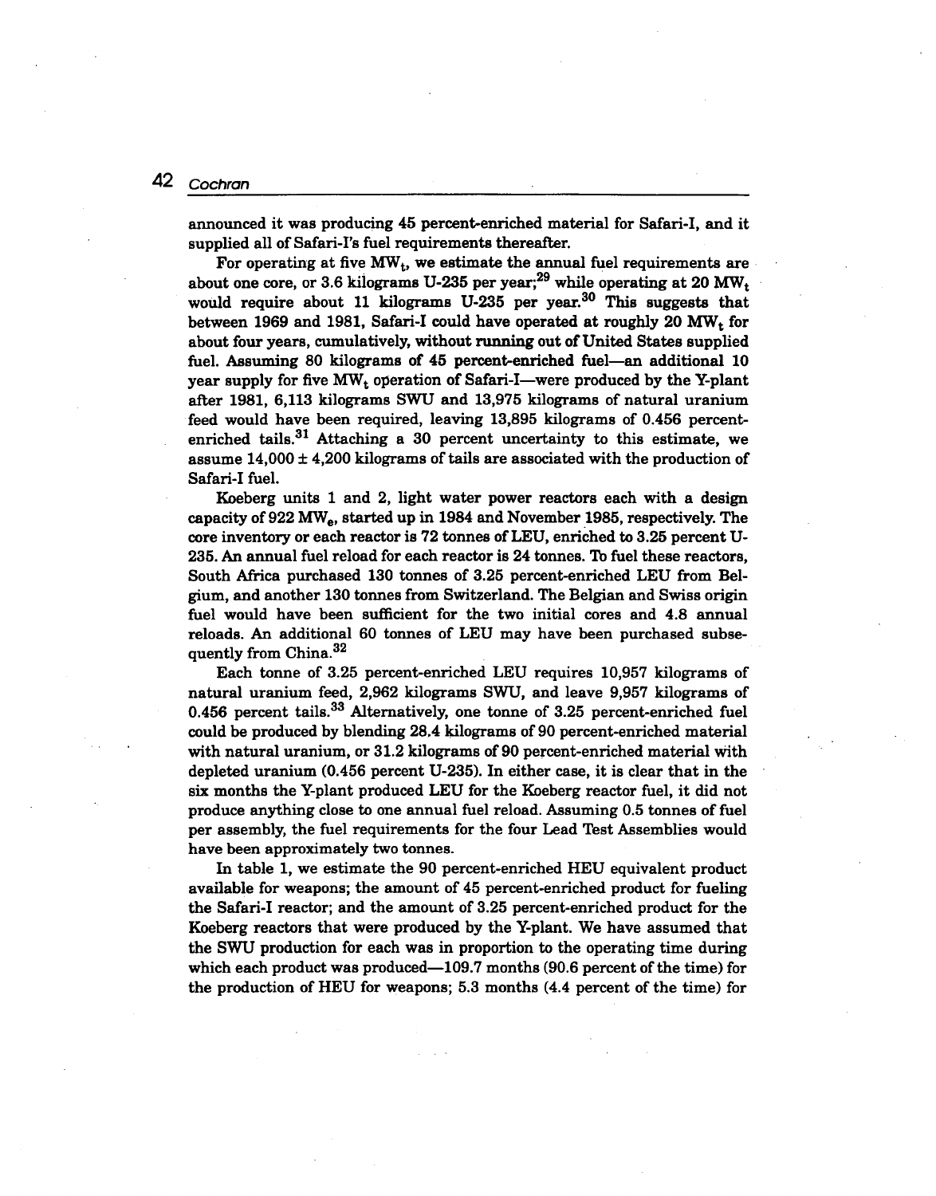announced it was producing 45 percent-enriched material for Safari-I, and it supplied all of Safari-I's fuel requirements thereafter.

For operating at five $MW_t$, we estimate the annual fuel requirements are about one core, or 3.6 kilograms U-235 per year;[29] while operating at 20 $MW_t$ would require about 11 kilograms U-235 per year.[30] This suggests that between 1969 and 1981, Safari-I could have operated at roughly 20 $MW_t$ for about four years, cumulatively, without running out of United States supplied fuel. Assuming 80 kilograms of 45 percent-enriched fuel—an additional 10 year supply for five $MW_t$ operation of Safari-I—were produced by the Y-plant after 1981, 6,113 kilograms SWU and 13,975 kilograms of natural uranium feed would have been required, leaving 13,895 kilograms of 0.456 percent-enriched tails.[31] Attaching a 30 percent uncertainty to this estimate, we assume 14,000 ± 4,200 kilograms of tails are associated with the production of Safari-I fuel.

Koeberg units 1 and 2, light water power reactors each with a design capacity of 922 $MW_e$, started up in 1984 and November 1985, respectively. The core inventory or each reactor is 72 tonnes of LEU, enriched to 3.25 percent U-235. An annual fuel reload for each reactor is 24 tonnes. To fuel these reactors, South Africa purchased 130 tonnes of 3.25 percent-enriched LEU from Belgium, and another 130 tonnes from Switzerland. The Belgian and Swiss origin fuel would have been sufficient for the two initial cores and 4.8 annual reloads. An additional 60 tonnes of LEU may have been purchased subsequently from China.[32]

Each tonne of 3.25 percent-enriched LEU requires 10,957 kilograms of natural uranium feed, 2,962 kilograms SWU, and leave 9,957 kilograms of 0.456 percent tails.[33] Alternatively, one tonne of 3.25 percent-enriched fuel could be produced by blending 28.4 kilograms of 90 percent-enriched material with natural uranium, or 31.2 kilograms of 90 percent-enriched material with depleted uranium (0.456 percent U-235). In either case, it is clear that in the six months the Y-plant produced LEU for the Koeberg reactor fuel, it did not produce anything close to one annual fuel reload. Assuming 0.5 tonnes of fuel per assembly, the fuel requirements for the four Lead Test Assemblies would have been approximately two tonnes.

In table 1, we estimate the 90 percent-enriched HEU equivalent product available for weapons; the amount of 45 percent-enriched product for fueling the Safari-I reactor; and the amount of 3.25 percent-enriched product for the Koeberg reactors that were produced by the Y-plant. We have assumed that the SWU production for each was in proportion to the operating time during which each product was produced—109.7 months (90.6 percent of the time) for the production of HEU for weapons; 5.3 months (4.4 percent of the time) for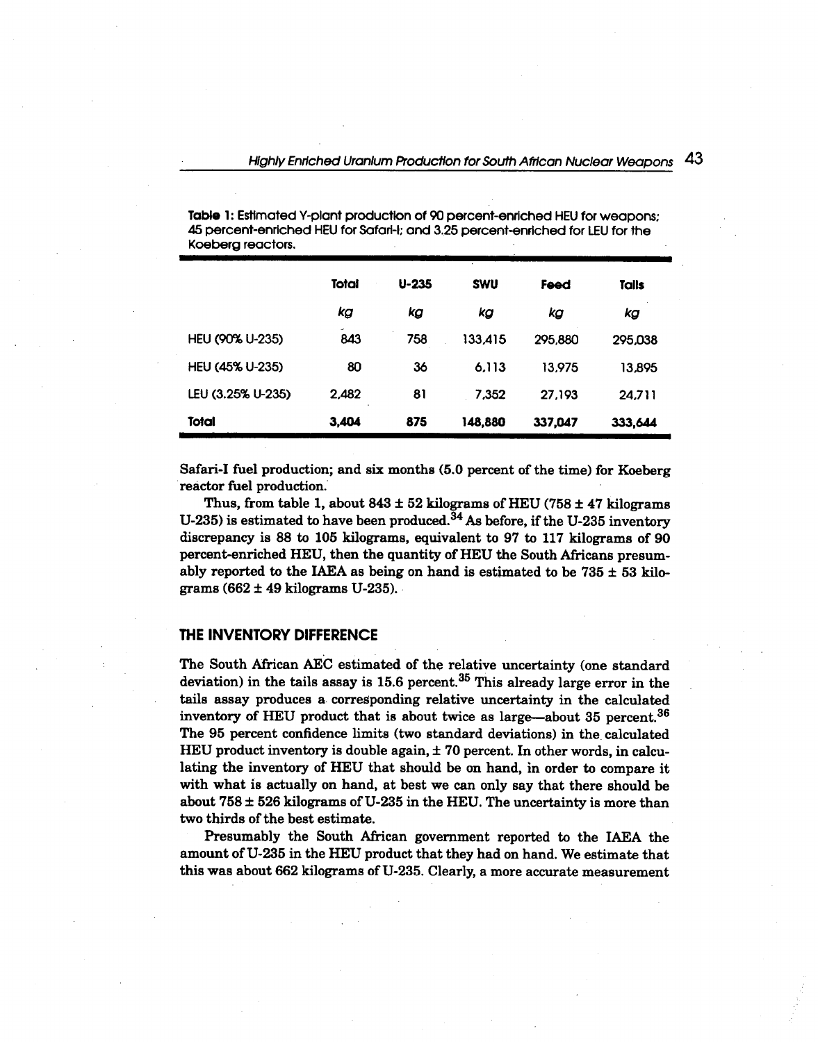**Table 1:** Estimated Y-plant production of 90 percent-enriched HEU for weapons; 45 percent-enriched HEU for Safari-I; and 3.25 percent-enriched for LEU for the Koeberg reactors.

| | Total | U-235 | SWU | Feed | Tails |
|---|---|---|---|---|---|
| | *kg* | *kg* | *kg* | *kg* | *kg* |
| HEU (90% U-235) | 843 | 758 | 133,415 | 295,880 | 295,038 |
| HEU (45% U-235) | 80 | 36 | 6,113 | 13,975 | 13,895 |
| LEU (3.25% U-235) | 2,482 | 81 | 7,352 | 27,193 | 24,711 |
| **Total** | **3,404** | **875** | **148,880** | **337,047** | **333,644** |

Safari-I fuel production; and six months (5.0 percent of the time) for Koeberg reactor fuel production.

Thus, from table 1, about 843 ± 52 kilograms of HEU (758 ± 47 kilograms U-235) is estimated to have been produced.[34] As before, if the U-235 inventory discrepancy is 88 to 105 kilograms, equivalent to 97 to 117 kilograms of 90 percent-enriched HEU, then the quantity of HEU the South Africans presumably reported to the IAEA as being on hand is estimated to be 735 ± 53 kilograms (662 ± 49 kilograms U-235).

## THE INVENTORY DIFFERENCE

The South African AEC estimated of the relative uncertainty (one standard deviation) in the tails assay is 15.6 percent.[35] This already large error in the tails assay produces a corresponding relative uncertainty in the calculated inventory of HEU product that is about twice as large—about 35 percent.[36] The 95 percent confidence limits (two standard deviations) in the calculated HEU product inventory is double again, ± 70 percent. In other words, in calculating the inventory of HEU that should be on hand, in order to compare it with what is actually on hand, at best we can only say that there should be about 758 ± 526 kilograms of U-235 in the HEU. The uncertainty is more than two thirds of the best estimate.

Presumably the South African government reported to the IAEA the amount of U-235 in the HEU product that they had on hand. We estimate that this was about 662 kilograms of U-235. Clearly, a more accurate measurement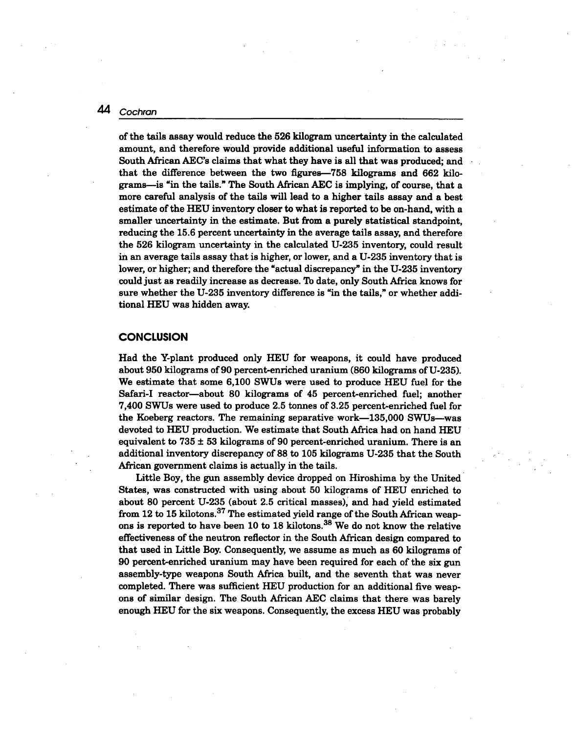of the tails assay would reduce the 526 kilogram uncertainty in the calculated amount, and therefore would provide additional useful information to assess South African AEC's claims that what they have is all that was produced; and that the difference between the two figures—758 kilograms and 662 kilograms—is "in the tails." The South African AEC is implying, of course, that a more careful analysis of the tails will lead to a higher tails assay and a best estimate of the HEU inventory closer to what is reported to be on-hand, with a smaller uncertainty in the estimate. But from a purely statistical standpoint, reducing the 15.6 percent uncertainty in the average tails assay, and therefore the 526 kilogram uncertainty in the calculated U-235 inventory, could result in an average tails assay that is higher, or lower, and a U-235 inventory that is lower, or higher; and therefore the "actual discrepancy" in the U-235 inventory could just as readily increase as decrease. To date, only South Africa knows for sure whether the U-235 inventory difference is "in the tails," or whether additional HEU was hidden away.

## CONCLUSION

Had the Y-plant produced only HEU for weapons, it could have produced about 950 kilograms of 90 percent-enriched uranium (860 kilograms of U-235). We estimate that some 6,100 SWUs were used to produce HEU fuel for the Safari-I reactor—about 80 kilograms of 45 percent-enriched fuel; another 7,400 SWUs were used to produce 2.5 tonnes of 3.25 percent-enriched fuel for the Koeberg reactors. The remaining separative work—135,000 SWUs—was devoted to HEU production. We estimate that South Africa had on hand HEU equivalent to 735 ± 53 kilograms of 90 percent-enriched uranium. There is an additional inventory discrepancy of 88 to 105 kilograms U-235 that the South African government claims is actually in the tails.

Little Boy, the gun assembly device dropped on Hiroshima by the United States, was constructed with using about 50 kilograms of HEU enriched to about 80 percent U-235 (about 2.5 critical masses), and had yield estimated from 12 to 15 kilotons.[37] The estimated yield range of the South African weapons is reported to have been 10 to 18 kilotons.[38] We do not know the relative effectiveness of the neutron reflector in the South African design compared to that used in Little Boy. Consequently, we assume as much as 60 kilograms of 90 percent-enriched uranium may have been required for each of the six gun assembly-type weapons South Africa built, and the seventh that was never completed. There was sufficient HEU production for an additional five weapons of similar design. The South African AEC claims that there was barely enough HEU for the six weapons. Consequently, the excess HEU was probably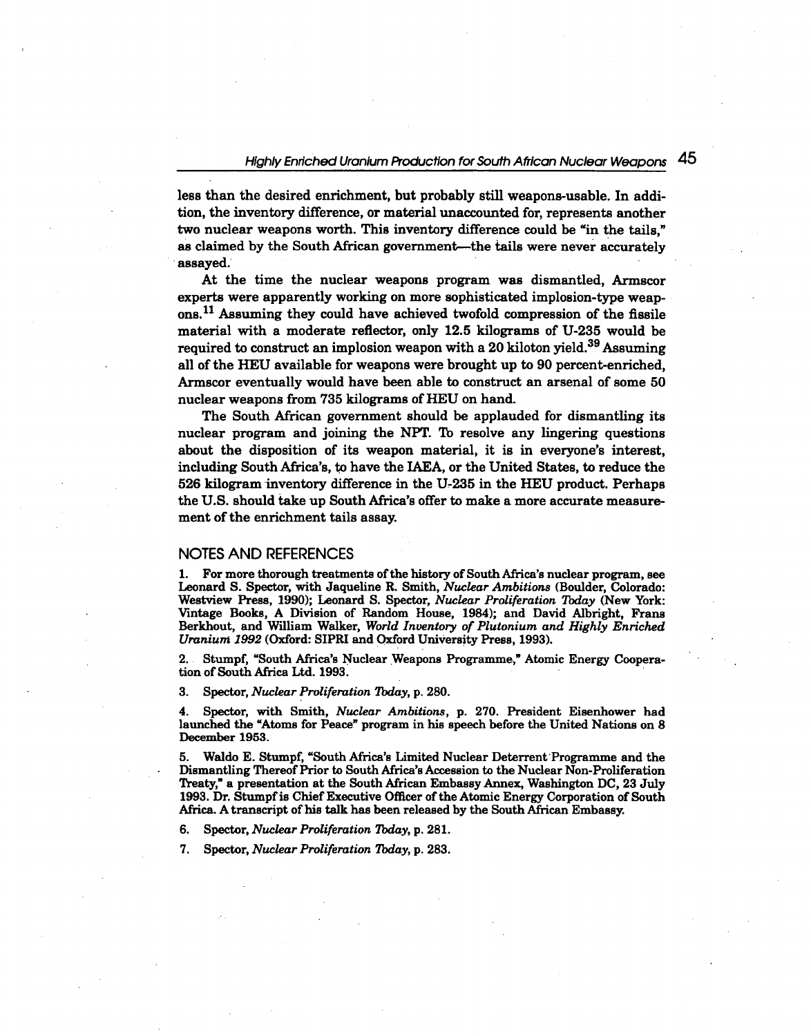less than the desired enrichment, but probably still weapons-usable. In addition, the inventory difference, or material unaccounted for, represents another two nuclear weapons worth. This inventory difference could be "in the tails," as claimed by the South African government—the tails were never accurately assayed.

At the time the nuclear weapons program was dismantled, Armscor experts were apparently working on more sophisticated implosion-type weapons.[11] Assuming they could have achieved twofold compression of the fissile material with a moderate reflector, only 12.5 kilograms of U-235 would be required to construct an implosion weapon with a 20 kiloton yield.[39] Assuming all of the HEU available for weapons were brought up to 90 percent-enriched, Armscor eventually would have been able to construct an arsenal of some 50 nuclear weapons from 735 kilograms of HEU on hand.

The South African government should be applauded for dismantling its nuclear program and joining the NPT. To resolve any lingering questions about the disposition of its weapon material, it is in everyone's interest, including South Africa's, to have the IAEA, or the United States, to reduce the 526 kilogram inventory difference in the U-235 in the HEU product. Perhaps the U.S. should take up South Africa's offer to make a more accurate measurement of the enrichment tails assay.

## NOTES AND REFERENCES

1. For more thorough treatments of the history of South Africa's nuclear program, see Leonard S. Spector, with Jaqueline R. Smith, *Nuclear Ambitions* (Boulder, Colorado: Westview Press, 1990); Leonard S. Spector, *Nuclear Proliferation Today* (New York: Vintage Books, A Division of Random House, 1984); and David Albright, Frans Berkhout, and William Walker, *World Inventory of Plutonium and Highly Enriched Uranium 1992* (Oxford: SIPRI and Oxford University Press, 1993).

2. Stumpf, "South Africa's Nuclear Weapons Programme," Atomic Energy Cooperation of South Africa Ltd. 1993.

3. Spector, *Nuclear Proliferation Today*, p. 280.

4. Spector, with Smith, *Nuclear Ambitions*, p. 270. President Eisenhower had launched the "Atoms for Peace" program in his speech before the United Nations on 8 December 1953.

5. Waldo E. Stumpf, "South Africa's Limited Nuclear Deterrent Programme and the Dismantling Thereof Prior to South Africa's Accession to the Nuclear Non-Proliferation Treaty," a presentation at the South African Embassy Annex, Washington DC, 23 July 1993. Dr. Stumpf is Chief Executive Officer of the Atomic Energy Corporation of South Africa. A transcript of his talk has been released by the South African Embassy.

6. Spector, *Nuclear Proliferation Today*, p. 281.

7. Spector, *Nuclear Proliferation Today*, p. 283.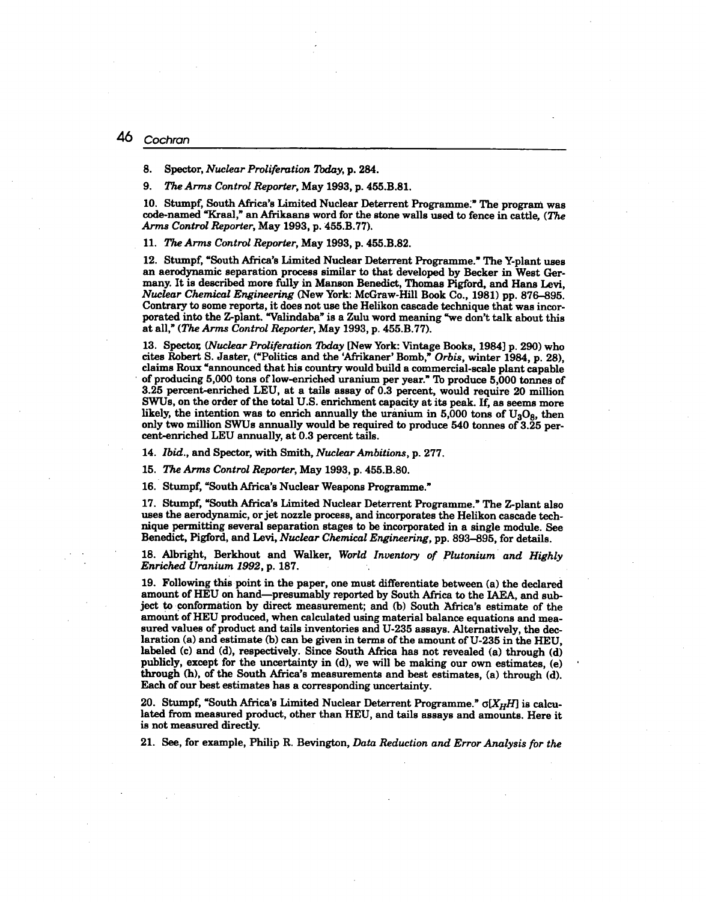8. Spector, *Nuclear Proliferation Today*, p. 284.

9. *The Arms Control Reporter*, May 1993, p. 455.B.81.

10. Stumpf, South Africa's Limited Nuclear Deterrent Programme." The program was code-named "Kraal," an Afrikaans word for the stone walls used to fence in cattle, (*The Arms Control Reporter*, May 1993, p. 455.B.77).

11. *The Arms Control Reporter*, May 1993, p. 455.B.82.

12. Stumpf, "South Africa's Limited Nuclear Deterrent Programme." The Y-plant uses an aerodynamic separation process similar to that developed by Becker in West Germany. It is described more fully in Manson Benedict, Thomas Pigford, and Hans Levi, *Nuclear Chemical Engineering* (New York: McGraw-Hill Book Co., 1981) pp. 876–895. Contrary to some reports, it does not use the Helikon cascade technique that was incorporated into the Z-plant. "Valindaba" is a Zulu word meaning "we don't talk about this at all," (*The Arms Control Reporter*, May 1993, p. 455.B.77).

13. Spector, (*Nuclear Proliferation Today* [New York: Vintage Books, 1984] p. 290) who cites Robert S. Jaster, ("Politics and the 'Afrikaner' Bomb," *Orbis*, winter 1984, p. 28), claims Roux "announced that his country would build a commercial-scale plant capable of producing 5,000 tons of low-enriched uranium per year." To produce 5,000 tonnes of 3.25 percent-enriched LEU, at a tails assay of 0.3 percent, would require 20 million SWUs, on the order of the total U.S. enrichment capacity at its peak. If, as seems more likely, the intention was to enrich annually the uranium in 5,000 tons of $U_3O_8$, then only two million SWUs annually would be required to produce 540 tonnes of 3.25 percent-enriched LEU annually, at 0.3 percent tails.

14. *Ibid.*, and Spector, with Smith, *Nuclear Ambitions*, p. 277.

15. *The Arms Control Reporter*, May 1993, p. 455.B.80.

16. Stumpf, "South Africa's Nuclear Weapons Programme."

17. Stumpf, "South Africa's Limited Nuclear Deterrent Programme." The Z-plant also uses the aerodynamic, or jet nozzle process, and incorporates the Helikon cascade technique permitting several separation stages to be incorporated in a single module. See Benedict, Pigford, and Levi, *Nuclear Chemical Engineering*, pp. 893–895, for details.

18. Albright, Berkhout and Walker, *World Inventory of Plutonium and Highly Enriched Uranium 1992*, p. 187.

19. Following this point in the paper, one must differentiate between (a) the declared amount of HEU on hand—presumably reported by South Africa to the IAEA, and subject to conformation by direct measurement; and (b) South Africa's estimate of the amount of HEU produced, when calculated using material balance equations and measured values of product and tails inventories and U-235 assays. Alternatively, the declaration (a) and estimate (b) can be given in terms of the amount of U-235 in the HEU, labeled (c) and (d), respectively. Since South Africa has not revealed (a) through (d) publicly, except for the uncertainty in (d), we will be making our own estimates, (e) through (h), of the South Africa's measurements and best estimates, (a) through (d). Each of our best estimates has a corresponding uncertainty.

20. Stumpf, "South Africa's Limited Nuclear Deterrent Programme." $\sigma[X_H H]$ is calculated from measured product, other than HEU, and tails assays and amounts. Here it is not measured directly.

21. See, for example, Philip R. Bevington, *Data Reduction and Error Analysis for the*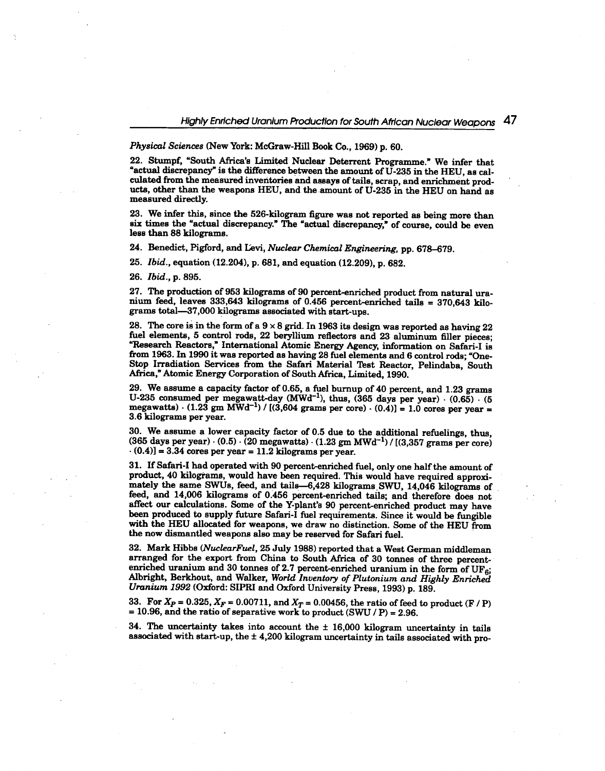*Physical Sciences* (New York: McGraw-Hill Book Co., 1969) p. 60.

22. Stumpf, "South Africa's Limited Nuclear Deterrent Programme." We infer that "actual discrepancy" is the difference between the amount of U-235 in the HEU, as calculated from the measured inventories and assays of tails, scrap, and enrichment products, other than the weapons HEU, and the amount of U-235 in the HEU on hand as measured directly.

23. We infer this, since the 526-kilogram figure was not reported as being more than six times the "actual discrepancy." The "actual discrepancy," of course, could be even less than 88 kilograms.

24. Benedict, Pigford, and Levi, *Nuclear Chemical Engineering*, pp. 678–679.

25. *Ibid.*, equation (12.204), p. 681, and equation (12.209), p. 682.

26. *Ibid.*, p. 895.

27. The production of 953 kilograms of 90 percent-enriched product from natural uranium feed, leaves 333,643 kilograms of 0.456 percent-enriched tails = 370,643 kilograms total—37,000 kilograms associated with start-ups.

28. The core is in the form of a 9 × 8 grid. In 1963 its design was reported as having 22 fuel elements, 5 control rods, 22 beryllium reflectors and 23 aluminum filler pieces; "Research Reactors," International Atomic Energy Agency, information on Safari-I is from 1963. In 1990 it was reported as having 28 fuel elements and 6 control rods; "One-Stop Irradiation Services from the Safari Material Test Reactor, Pelindaba, South Africa," Atomic Energy Corporation of South Africa, Limited, 1990.

29. We assume a capacity factor of 0.65, a fuel burnup of 40 percent, and 1.23 grams U-235 consumed per megawatt-day ($MWd^{-1}$), thus, (365 days per year) · (0.65) · (5 megawatts) · (1.23 gm $MWd^{-1}$) / [(3,604 grams per core) · (0.4)] = 1.0 cores per year = 3.6 kilograms per year.

30. We assume a lower capacity factor of 0.5 due to the additional refuelings, thus, (365 days per year) · (0.5) · (20 megawatts) · (1.23 gm $MWd^{-1}$) / [(3,357 grams per core) · (0.4)] = 3.34 cores per year = 11.2 kilograms per year.

31. If Safari-I had operated with 90 percent-enriched fuel, only one half the amount of product, 40 kilograms, would have been required. This would have required approximately the same SWUs, feed, and tails—6,428 kilograms SWU, 14,046 kilograms of feed, and 14,006 kilograms of 0.456 percent-enriched tails; and therefore does not affect our calculations. Some of the Y-plant's 90 percent-enriched product may have been produced to supply future Safari-I fuel requirements. Since it would be fungible with the HEU allocated for weapons, we draw no distinction. Some of the HEU from the now dismantled weapons also may be reserved for Safari fuel.

32. Mark Hibbs (*NuclearFuel*, 25 July 1988) reported that a West German middleman arranged for the export from China to South Africa of 30 tonnes of three percent-enriched uranium and 30 tonnes of 2.7 percent-enriched uranium in the form of $UF_6$; Albright, Berkhout, and Walker, *World Inventory of Plutonium and Highly Enriched Uranium 1992* (Oxford: SIPRI and Oxford University Press, 1993) p. 189.

33. For $X_P = 0.325$, $X_F = 0.00711$, and $X_T = 0.00456$, the ratio of feed to product (F / P) = 10.96, and the ratio of separative work to product (SWU / P) = 2.96.

34. The uncertainty takes into account the ± 16,000 kilogram uncertainty in tails associated with start-up, the ± 4,200 kilogram uncertainty in tails associated with pro-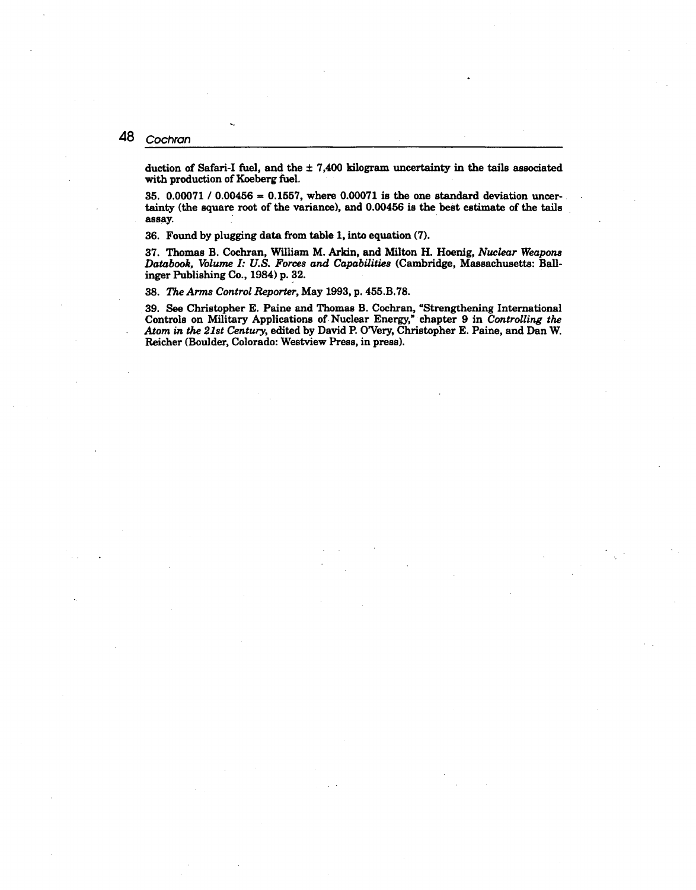duction of Safari-I fuel, and the ± 7,400 kilogram uncertainty in the tails associated with production of Koeberg fuel.

35. 0.00071 / 0.00456 = 0.1557, where 0.00071 is the one standard deviation uncertainty (the square root of the variance), and 0.00456 is the best estimate of the tails assay.

36. Found by plugging data from table 1, into equation (7).

37. Thomas B. Cochran, William M. Arkin, and Milton H. Hoenig, *Nuclear Weapons Databook, Volume I: U.S. Forces and Capabilities* (Cambridge, Massachusetts: Ballinger Publishing Co., 1984) p. 32.

38. *The Arms Control Reporter*, May 1993, p. 455.B.78.

39. See Christopher E. Paine and Thomas B. Cochran, "Strengthening International Controls on Military Applications of Nuclear Energy," chapter 9 in *Controlling the Atom in the 21st Century*, edited by David P. O'Very, Christopher E. Paine, and Dan W. Reicher (Boulder, Colorado: Westview Press, in press).